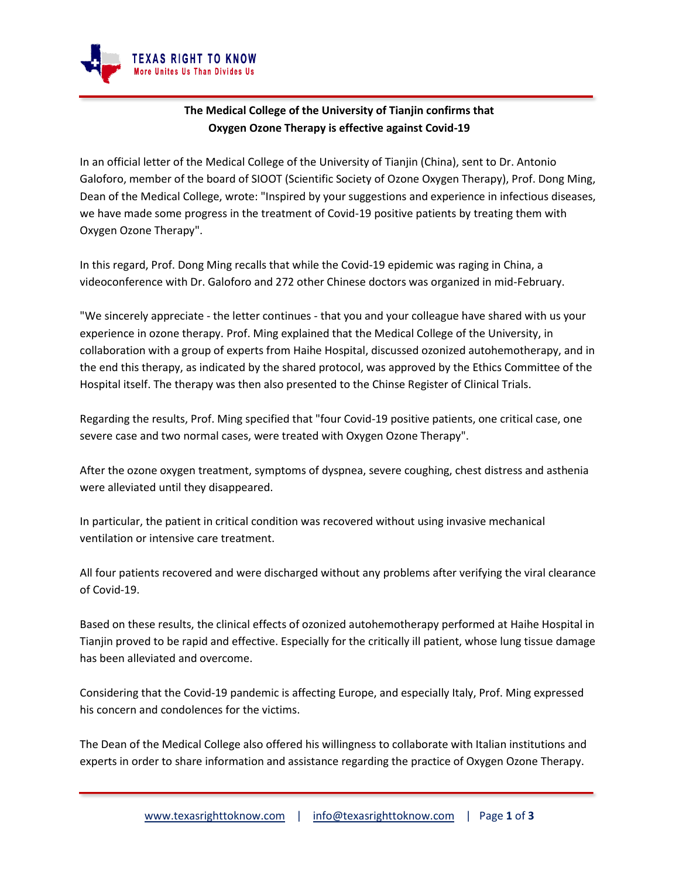**The Medical College of the University of Tianjin confirms that Oxygen Ozone Therapy is effective against Covid-19**

In an official letter of the Medical College of the University of Tianjin (China), sent to Dr. Antonio Galoforo, member of the board of SIOOT (Scientific Society of Ozone Oxygen Therapy), Prof. Dong Ming, Dean of the Medical College, wrote: "Inspired by your suggestions and experience in infectious diseases, we have made some progress in the treatment of Covid-19 positive patients by treating them with Oxygen Ozone Therapy".

In this regard, Prof. Dong Ming recalls that while the Covid-19 epidemic was raging in China, a videoconference with Dr. Galoforo and 272 other Chinese doctors was organized in mid-February.

"We sincerely appreciate - the letter continues - that you and your colleague have shared with us your experience in ozone therapy. Prof. Ming explained that the Medical College of the University, in collaboration with a group of experts from Haihe Hospital, discussed ozonized autohemotherapy, and in the end this therapy, as indicated by the shared protocol, was approved by the Ethics Committee of the Hospital itself. The therapy was then also presented to the Chinse Register of Clinical Trials.

Regarding the results, Prof. Ming specified that "four Covid-19 positive patients, one critical case, one severe case and two normal cases, were treated with Oxygen Ozone Therapy".

After the ozone oxygen treatment, symptoms of dyspnea, severe coughing, chest distress and asthenia were alleviated until they disappeared.

In particular, the patient in critical condition was recovered without using invasive mechanical ventilation or intensive care treatment.

All four patients recovered and were discharged without any problems after verifying the viral clearance of Covid-19.

Based on these results, the clinical effects of ozonized autohemotherapy performed at Haihe Hospital in Tianjin proved to be rapid and effective. Especially for the critically ill patient, whose lung tissue damage has been alleviated and overcome.

Considering that the Covid-19 pandemic is affecting Europe, and especially Italy, Prof. Ming expressed his concern and condolences for the victims.

The Dean of the Medical College also offered his willingness to collaborate with Italian institutions and experts in order to share information and assistance regarding the practice of Oxygen Ozone Therapy.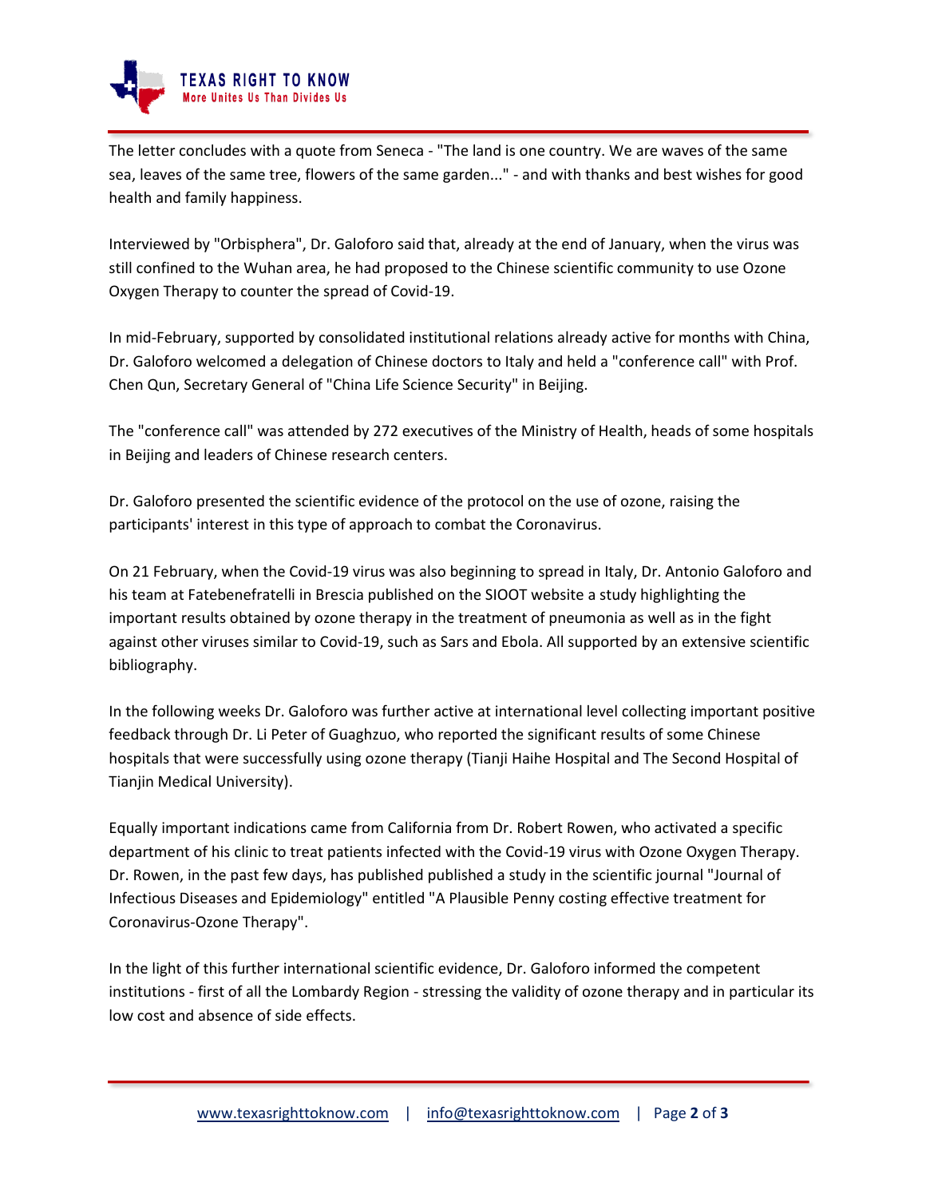The letter concludes with a quote from Seneca - "The land is one country. We are waves of the same sea, leaves of the same tree, flowers of the same garden..." - and with thanks and best wishes for good health and family happiness.

Interviewed by "Orbisphera", Dr. Galoforo said that, already at the end of January, when the virus was still confined to the Wuhan area, he had proposed to the Chinese scientific community to use Ozone Oxygen Therapy to counter the spread of Covid-19.

In mid-February, supported by consolidated institutional relations already active for months with China, Dr. Galoforo welcomed a delegation of Chinese doctors to Italy and held a "conference call" with Prof. Chen Qun, Secretary General of "China Life Science Security" in Beijing.

The "conference call" was attended by 272 executives of the Ministry of Health, heads of some hospitals in Beijing and leaders of Chinese research centers.

Dr. Galoforo presented the scientific evidence of the protocol on the use of ozone, raising the participants' interest in this type of approach to combat the Coronavirus.

On 21 February, when the Covid-19 virus was also beginning to spread in Italy, Dr. Antonio Galoforo and his team at Fatebenefratelli in Brescia published on the SIOOT website a study highlighting the important results obtained by ozone therapy in the treatment of pneumonia as well as in the fight against other viruses similar to Covid-19, such as Sars and Ebola. All supported by an extensive scientific bibliography.

In the following weeks Dr. Galoforo was further active at international level collecting important positive feedback through Dr. Li Peter of Guaghzuo, who reported the significant results of some Chinese hospitals that were successfully using ozone therapy (Tianji Haihe Hospital and The Second Hospital of Tianjin Medical University).

Equally important indications came from California from Dr. Robert Rowen, who activated a specific department of his clinic to treat patients infected with the Covid-19 virus with Ozone Oxygen Therapy. Dr. Rowen, in the past few days, has published published a study in the scientific journal "Journal of Infectious Diseases and Epidemiology" entitled "A Plausible Penny costing effective treatment for Coronavirus-Ozone Therapy".

In the light of this further international scientific evidence, Dr. Galoforo informed the competent institutions - first of all the Lombardy Region - stressing the validity of ozone therapy and in particular its low cost and absence of side effects.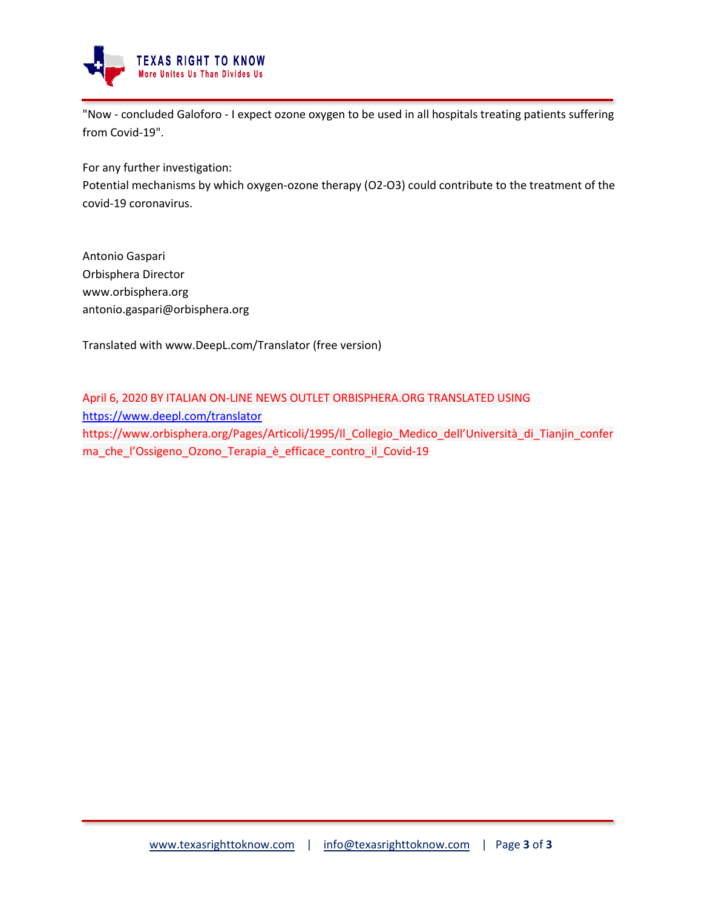"Now - concluded Galoforo - I expect ozone oxygen to be used in all hospitals treating patients suffering from Covid-19".

For any further investigation:
Potential mechanisms by which oxygen-ozone therapy (O2-O3) could contribute to the treatment of the covid-19 coronavirus.

Antonio Gaspari
Orbisphera Director
www.orbisphera.org
antonio.gaspari@orbisphera.org

Translated with www.DeepL.com/Translator (free version)

April 6, 2020 BY ITALIAN ON-LINE NEWS OUTLET ORBISPHERA.ORG TRANSLATED USING https://www.deepl.com/translator
https://www.orbisphera.org/Pages/Articoli/1995/Il_Collegio_Medico_dell'Università_di_Tianjin_conferma_che_l'Ossigeno_Ozono_Terapia_è_efficace_contro_il_Covid-19